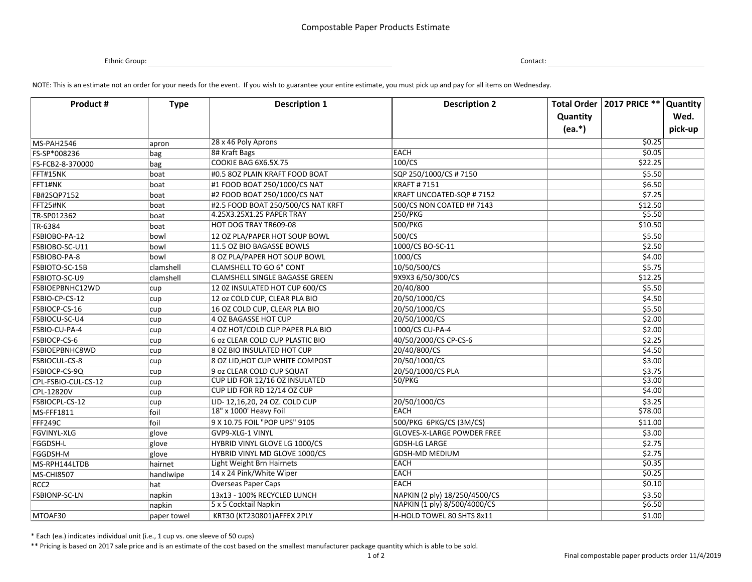# Compostable Paper Products Estimate

Ethnic Group: ______________________________ Contact: ______________________________

NOTE: This is an estimate not an order for your needs for the event. If you wish to guarantee your entire estimate, you must pick up and pay for all items on Wednesday.

| Product # | Type | Description 1 | Description 2 | Total Order Quantity (ea.*) | 2017 PRICE ** | Quantity Wed. pick-up |
|---|---|---|---|---|---|---|
| MS-PAH2546 | apron | 28 x 46 Poly Aprons | | | $0.25 | |
| FS-SP*008236 | bag | 8# Kraft Bags | EACH | | $0.05 | |
| FS-FCB2-8-370000 | bag | COOKIE BAG 6X6.5X.75 | 100/CS | | $22.25 | |
| FFT#15NK | boat | #0.5 8OZ PLAIN KRAFT FOOD BOAT | SQP 250/1000/CS # 7150 | | $5.50 | |
| FFT1#NK | boat | #1 FOOD BOAT 250/1000/CS NAT | KRAFT # 7151 | | $6.50 | |
| FB#2SQP7152 | boat | #2 FOOD BOAT 250/1000/CS NAT | KRAFT UNCOATED-SQP # 7152 | | $7.25 | |
| FFT25#NK | boat | #2.5 FOOD BOAT 250/500/CS NAT KRFT | 500/CS NON COATED ## 7143 | | $12.50 | |
| TR-SP012362 | boat | 4.25X3.25X1.25 PAPER TRAY | 250/PKG | | $5.50 | |
| TR-6384 | boat | HOT DOG TRAY TR609-08 | 500/PKG | | $10.50 | |
| FSBIOBO-PA-12 | bowl | 12 OZ PLA/PAPER HOT SOUP BOWL | 500/CS | | $5.50 | |
| FSBIOBO-SC-U11 | bowl | 11.5 OZ BIO BAGASSE BOWLS | 1000/CS BO-SC-11 | | $2.50 | |
| FSBIOBO-PA-8 | bowl | 8 OZ PLA/PAPER HOT SOUP BOWL | 1000/CS | | $4.00 | |
| FSBIOTO-SC-15B | clamshell | CLAMSHELL TO GO 6" CONT | 10/50/500/CS | | $5.75 | |
| FSBIOTO-SC-U9 | clamshell | CLAMSHELL SINGLE BAGASSE GREEN | 9X9X3 6/50/300/CS | | $12.25 | |
| FSBIOEPBNHC12WD | cup | 12 0Z INSULATED HOT CUP 600/CS | 20/40/800 | | $5.50 | |
| FSBIO-CP-CS-12 | cup | 12 oz COLD CUP, CLEAR PLA BIO | 20/50/1000/CS | | $4.50 | |
| FSBIOCP-CS-16 | cup | 16 OZ COLD CUP, CLEAR PLA BIO | 20/50/1000/CS | | $5.50 | |
| FSBIOCU-SC-U4 | cup | 4 OZ BAGASSE HOT CUP | 20/50/1000/CS | | $2.00 | |
| FSBIO-CU-PA-4 | cup | 4 OZ HOT/COLD CUP PAPER PLA BIO | 1000/CS CU-PA-4 | | $2.00 | |
| FSBIOCP-CS-6 | cup | 6 oz CLEAR COLD CUP PLASTIC BIO | 40/50/2000/CS CP-CS-6 | | $2.25 | |
| FSBIOEPBNHC8WD | cup | 8 OZ BIO INSULATED HOT CUP | 20/40/800/CS | | $4.50 | |
| FSBIOCUL-CS-8 | cup | 8 OZ LID,HOT CUP WHITE COMPOST | 20/50/1000/CS | | $3.00 | |
| FSBIOCP-CS-9Q | cup | 9 oz CLEAR COLD CUP SQUAT | 20/50/1000/CS PLA | | $3.75 | |
| CPL-FSBIO-CUL-CS-12 | cup | CUP LID FOR 12/16 OZ INSULATED | 50/PKG | | $3.00 | |
| CPL-12820V | cup | CUP LID FOR RD 12/14 OZ CUP | | | $4.00 | |
| FSBIOCPL-CS-12 | cup | LID- 12,16,20, 24 OZ. COLD CUP | 20/50/1000/CS | | $3.25 | |
| MS-FFF1811 | foil | 18" x 1000' Heavy Foil | EACH | | $78.00 | |
| FFF249C | foil | 9 X 10.75 FOIL "POP UPS" 9105 | 500/PKG 6PKG/CS (3M/CS) | | $11.00 | |
| FGVINYL-XLG | glove | GVP9-XLG-1 VINYL | GLOVES-X-LARGE POWDER FREE | | $3.00 | |
| FGGDSH-L | glove | HYBRID VINYL GLOVE LG 1000/CS | GDSH-LG LARGE | | $2.75 | |
| FGGDSH-M | glove | HYBRID VINYL MD GLOVE 1000/CS | GDSH-MD MEDIUM | | $2.75 | |
| MS-RPH144LTDB | hairnet | Light Weight Brn Hairnets | EACH | | $0.35 | |
| MS-CHI8507 | handiwipe | 14 x 24 Pink/White Wiper | EACH | | $0.25 | |
| RCC2 | hat | Overseas Paper Caps | EACH | | $0.10 | |
| FSBIONP-SC-LN | napkin | 13x13 - 100% RECYCLED LUNCH | NAPKIN (2 ply) 18/250/4500/CS | | $3.50 | |
| | napkin | 5 x 5 Cocktail Napkin | NAPKIN (1 ply) 8/500/4000/CS | | $6.50 | |
| MTOAF30 | paper towel | KRT30 (KT230801)AFFEX 2PLY | H-HOLD TOWEL 80 SHTS 8x11 | | $1.00 | |

\* Each (ea.) indicates individual unit (i.e., 1 cup vs. one sleeve of 50 cups)

\*\* Pricing is based on 2017 sale price and is an estimate of the cost based on the smallest manufacturer package quantity which is able to be sold.

Final compostable paper products order 11/4/2019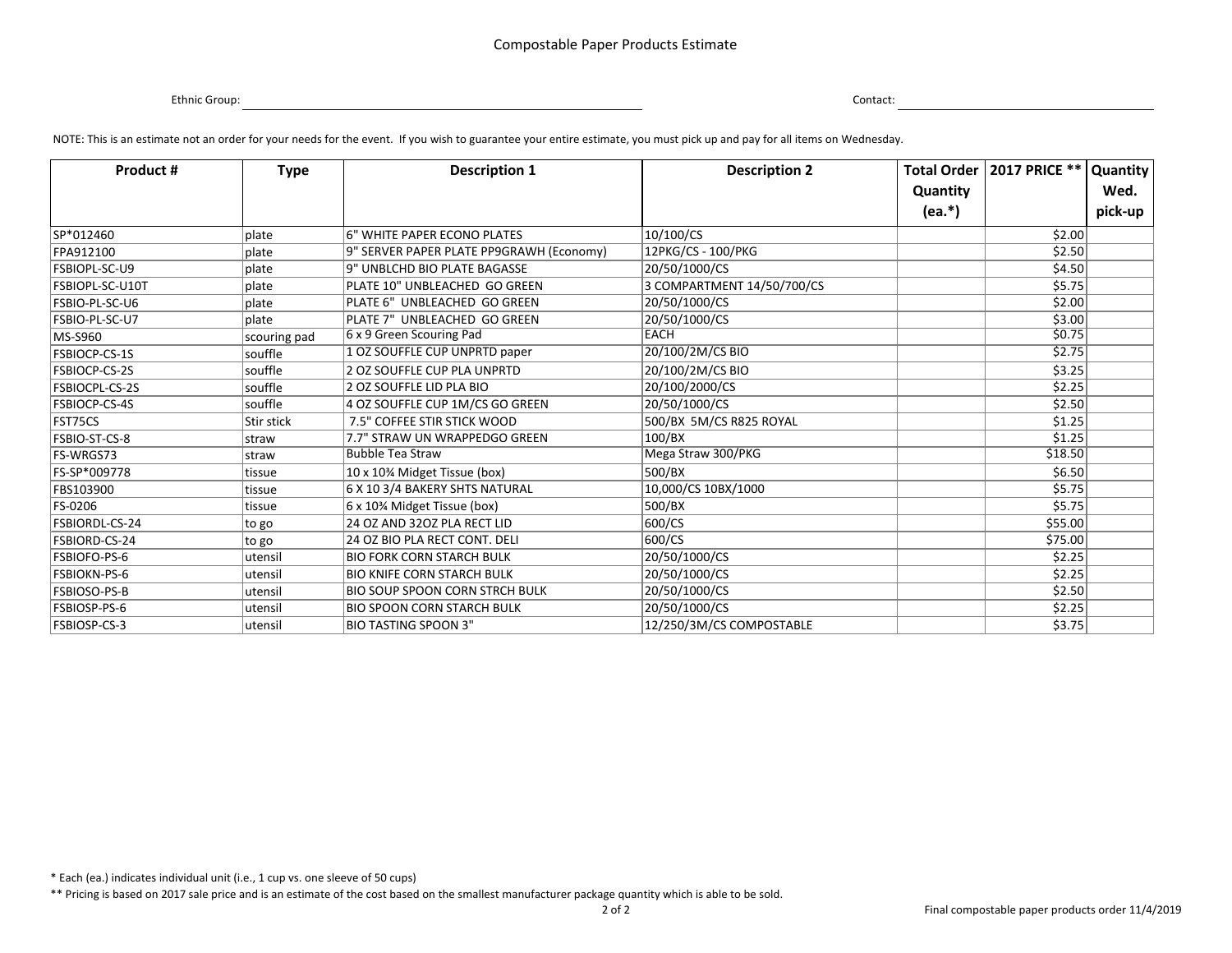# Compostable Paper Products Estimate

Ethnic Group: ______________________________ Contact: ______________________________

NOTE: This is an estimate not an order for your needs for the event. If you wish to guarantee your entire estimate, you must pick up and pay for all items on Wednesday.

| Product # | Type | Description 1 | Description 2 | Total Order Quantity (ea.*) | 2017 PRICE ** | Quantity Wed. pick-up |
|---|---|---|---|---|---|---|
| SP*012460 | plate | 6" WHITE PAPER ECONO PLATES | 10/100/CS | | $2.00 | |
| FPA912100 | plate | 9" SERVER PAPER PLATE PP9GRAWH (Economy) | 12PKG/CS - 100/PKG | | $2.50 | |
| FSBIOPL-SC-U9 | plate | 9" UNBLCHD BIO PLATE BAGASSE | 20/50/1000/CS | | $4.50 | |
| FSBIOPL-SC-U10T | plate | PLATE 10" UNBLEACHED GO GREEN | 3 COMPARTMENT 14/50/700/CS | | $5.75 | |
| FSBIO-PL-SC-U6 | plate | PLATE 6" UNBLEACHED GO GREEN | 20/50/1000/CS | | $2.00 | |
| FSBIO-PL-SC-U7 | plate | PLATE 7" UNBLEACHED GO GREEN | 20/50/1000/CS | | $3.00 | |
| MS-S960 | scouring pad | 6 x 9 Green Scouring Pad | EACH | | $0.75 | |
| FSBIOCP-CS-1S | souffle | 1 OZ SOUFFLE CUP UNPRTD paper | 20/100/2M/CS BIO | | $2.75 | |
| FSBIOCP-CS-2S | souffle | 2 OZ SOUFFLE CUP PLA UNPRTD | 20/100/2M/CS BIO | | $3.25 | |
| FSBIOCPL-CS-2S | souffle | 2 OZ SOUFFLE LID PLA BIO | 20/100/2000/CS | | $2.25 | |
| FSBIOCP-CS-4S | souffle | 4 OZ SOUFFLE CUP 1M/CS GO GREEN | 20/50/1000/CS | | $2.50 | |
| FST75CS | Stir stick | 7.5" COFFEE STIR STICK WOOD | 500/BX 5M/CS R825 ROYAL | | $1.25 | |
| FSBIO-ST-CS-8 | straw | 7.7" STRAW UN WRAPPEDGO GREEN | 100/BX | | $1.25 | |
| FS-WRGS73 | straw | Bubble Tea Straw | Mega Straw 300/PKG | | $18.50 | |
| FS-SP*009778 | tissue | 10 x 10¾ Midget Tissue (box) | 500/BX | | $6.50 | |
| FBS103900 | tissue | 6 X 10 3/4 BAKERY SHTS NATURAL | 10,000/CS 10BX/1000 | | $5.75 | |
| FS-0206 | tissue | 6 x 10¾ Midget Tissue (box) | 500/BX | | $5.75 | |
| FSBIORDL-CS-24 | to go | 24 OZ AND 32OZ PLA RECT LID | 600/CS | | $55.00 | |
| FSBIORD-CS-24 | to go | 24 OZ BIO PLA RECT CONT. DELI | 600/CS | | $75.00 | |
| FSBIOFO-PS-6 | utensil | BIO FORK CORN STARCH BULK | 20/50/1000/CS | | $2.25 | |
| FSBIOKN-PS-6 | utensil | BIO KNIFE CORN STARCH BULK | 20/50/1000/CS | | $2.25 | |
| FSBIOSO-PS-B | utensil | BIO SOUP SPOON CORN STRCH BULK | 20/50/1000/CS | | $2.50 | |
| FSBIOSP-PS-6 | utensil | BIO SPOON CORN STARCH BULK | 20/50/1000/CS | | $2.25 | |
| FSBIOSP-CS-3 | utensil | BIO TASTING SPOON 3" | 12/250/3M/CS COMPOSTABLE | | $3.75 | |

* Each (ea.) indicates individual unit (i.e., 1 cup vs. one sleeve of 50 cups)

** Pricing is based on 2017 sale price and is an estimate of the cost based on the smallest manufacturer package quantity which is able to be sold.

Final compostable paper products order 11/4/2019